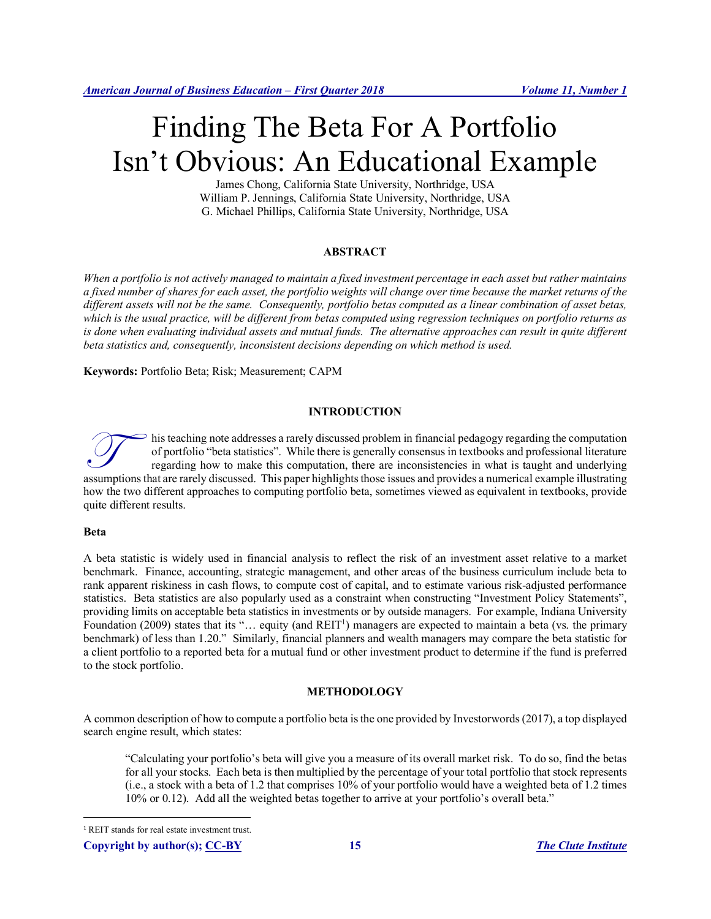# Finding The Beta For A Portfolio Isn't Obvious: An Educational Example

James Chong, California State University, Northridge, USA
William P. Jennings, California State University, Northridge, USA
G. Michael Phillips, California State University, Northridge, USA

## ABSTRACT

*When a portfolio is not actively managed to maintain a fixed investment percentage in each asset but rather maintains a fixed number of shares for each asset, the portfolio weights will change over time because the market returns of the different assets will not be the same. Consequently, portfolio betas computed as a linear combination of asset betas, which is the usual practice, will be different from betas computed using regression techniques on portfolio returns as is done when evaluating individual assets and mutual funds. The alternative approaches can result in quite different beta statistics and, consequently, inconsistent decisions depending on which method is used.*

**Keywords:** Portfolio Beta; Risk; Measurement; CAPM

## INTRODUCTION

This teaching note addresses a rarely discussed problem in financial pedagogy regarding the computation of portfolio "beta statistics". While there is generally consensus in textbooks and professional literature regarding how to make this computation, there are inconsistencies in what is taught and underlying assumptions that are rarely discussed. This paper highlights those issues and provides a numerical example illustrating how the two different approaches to computing portfolio beta, sometimes viewed as equivalent in textbooks, provide quite different results.

### Beta

A beta statistic is widely used in financial analysis to reflect the risk of an investment asset relative to a market benchmark. Finance, accounting, strategic management, and other areas of the business curriculum include beta to rank apparent riskiness in cash flows, to compute cost of capital, and to estimate various risk-adjusted performance statistics. Beta statistics are also popularly used as a constraint when constructing "Investment Policy Statements", providing limits on acceptable beta statistics in investments or by outside managers. For example, Indiana University Foundation (2009) states that its "… equity (and REIT[1]) managers are expected to maintain a beta (vs. the primary benchmark) of less than 1.20." Similarly, financial planners and wealth managers may compare the beta statistic for a client portfolio to a reported beta for a mutual fund or other investment product to determine if the fund is preferred to the stock portfolio.

## METHODOLOGY

A common description of how to compute a portfolio beta is the one provided by Investorwords (2017), a top displayed search engine result, which states:

> "Calculating your portfolio's beta will give you a measure of its overall market risk. To do so, find the betas for all your stocks. Each beta is then multiplied by the percentage of your total portfolio that stock represents (i.e., a stock with a beta of 1.2 that comprises 10% of your portfolio would have a weighted beta of 1.2 times 10% or 0.12). Add all the weighted betas together to arrive at your portfolio's overall beta."

[1] REIT stands for real estate investment trust.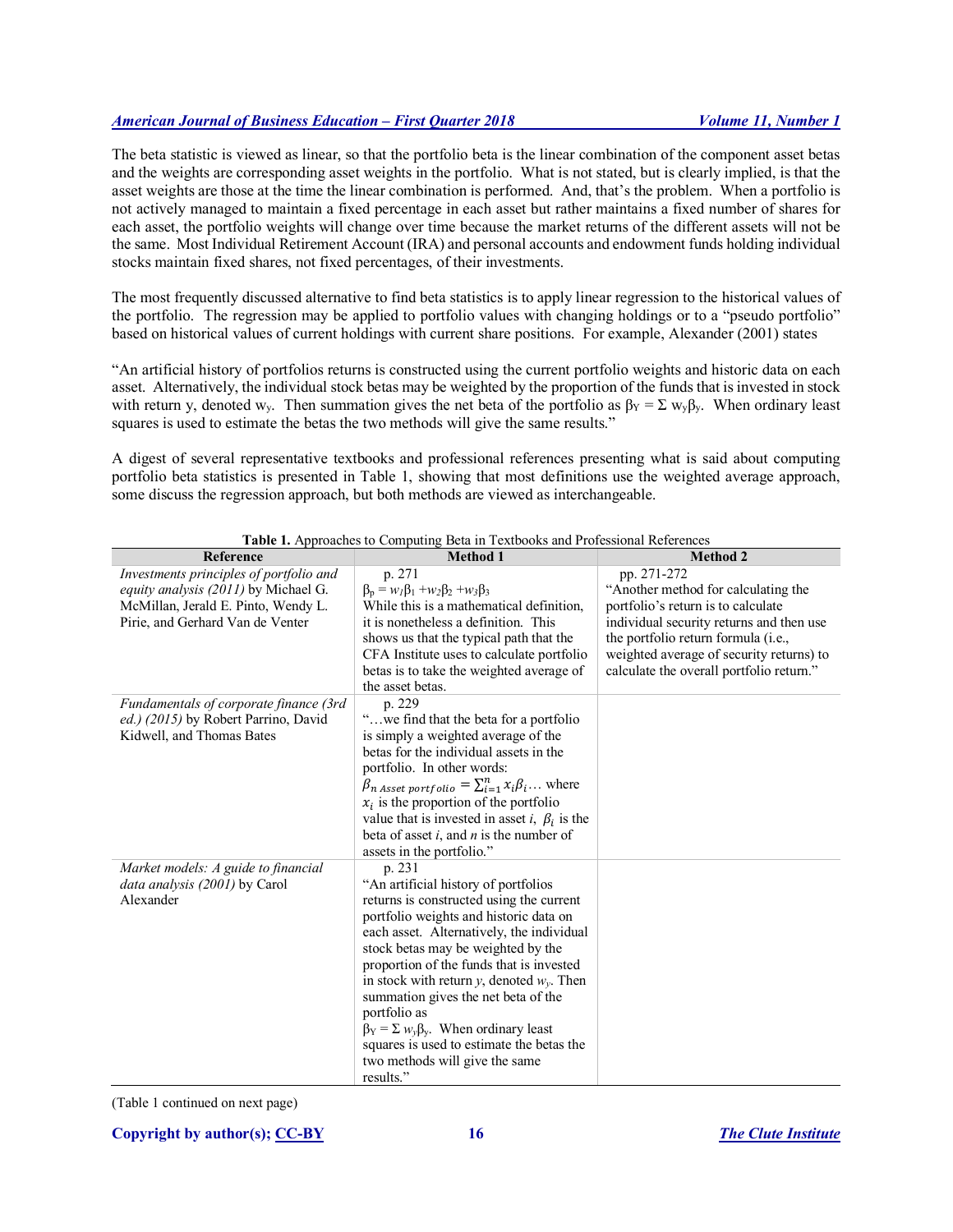The beta statistic is viewed as linear, so that the portfolio beta is the linear combination of the component asset betas and the weights are corresponding asset weights in the portfolio. What is not stated, but is clearly implied, is that the asset weights are those at the time the linear combination is performed. And, that's the problem. When a portfolio is not actively managed to maintain a fixed percentage in each asset but rather maintains a fixed number of shares for each asset, the portfolio weights will change over time because the market returns of the different assets will not be the same. Most Individual Retirement Account (IRA) and personal accounts and endowment funds holding individual stocks maintain fixed shares, not fixed percentages, of their investments.

The most frequently discussed alternative to find beta statistics is to apply linear regression to the historical values of the portfolio. The regression may be applied to portfolio values with changing holdings or to a "pseudo portfolio" based on historical values of current holdings with current share positions. For example, Alexander (2001) states

"An artificial history of portfolios returns is constructed using the current portfolio weights and historic data on each asset. Alternatively, the individual stock betas may be weighted by the proportion of the funds that is invested in stock with return y, denoted $w_y$. Then summation gives the net beta of the portfolio as $\beta_Y = \Sigma\, w_y\beta_y$. When ordinary least squares is used to estimate the betas the two methods will give the same results."

A digest of several representative textbooks and professional references presenting what is said about computing portfolio beta statistics is presented in Table 1, showing that most definitions use the weighted average approach, some discuss the regression approach, but both methods are viewed as interchangeable.

**Table 1.** Approaches to Computing Beta in Textbooks and Professional References

| Reference | Method 1 | Method 2 |
|---|---|---|
| *Investments principles of portfolio and equity analysis (2011)* by Michael G. McMillan, Jerald E. Pinto, Wendy L. Pirie, and Gerhard Van de Venter | p. 271<br>$\beta_p = w_1\beta_1 + w_2\beta_2 + w_3\beta_3$<br>While this is a mathematical definition, it is nonetheless a definition. This shows us that the typical path that the CFA Institute uses to calculate portfolio betas is to take the weighted average of the asset betas. | pp. 271-272<br>"Another method for calculating the portfolio's return is to calculate individual security returns and then use the portfolio return formula (i.e., weighted average of security returns) to calculate the overall portfolio return." |
| *Fundamentals of corporate finance (3rd ed.) (2015)* by Robert Parrino, David Kidwell, and Thomas Bates | p. 229<br>"…we find that the beta for a portfolio is simply a weighted average of the betas for the individual assets in the portfolio. In other words: $\beta_{n\ Asset\ portfolio} = \sum_{i=1}^{n} x_i\beta_i$… where $x_i$ is the proportion of the portfolio value that is invested in asset *i*, $\beta_i$ is the beta of asset *i*, and *n* is the number of assets in the portfolio." | |
| *Market models: A guide to financial data analysis (2001)* by Carol Alexander | p. 231<br>"An artificial history of portfolios returns is constructed using the current portfolio weights and historic data on each asset. Alternatively, the individual stock betas may be weighted by the proportion of the funds that is invested in stock with return *y*, denoted $w_y$. Then summation gives the net beta of the portfolio as<br>$\beta_Y = \Sigma\, w_y\beta_y$. When ordinary least squares is used to estimate the betas the two methods will give the same results." | |

(Table 1 continued on next page)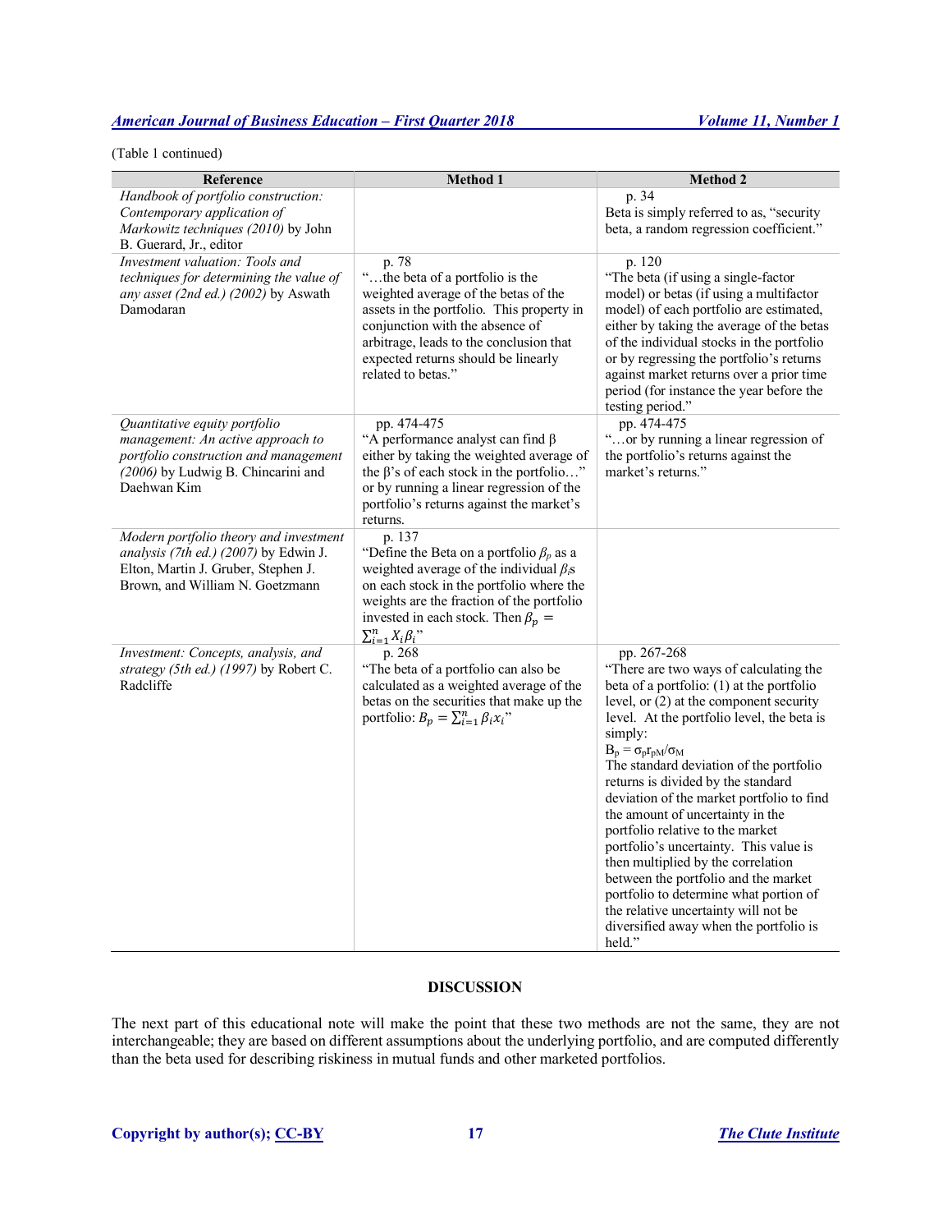(Table 1 continued)

| Reference | Method 1 | Method 2 |
|---|---|---|
| *Handbook of portfolio construction: Contemporary application of Markowitz techniques (2010)* by John B. Guerard, Jr., editor | | p. 34<br>Beta is simply referred to as, "security beta, a random regression coefficient." |
| *Investment valuation: Tools and techniques for determining the value of any asset (2nd ed.) (2002)* by Aswath Damodaran | p. 78<br>"…the beta of a portfolio is the weighted average of the betas of the assets in the portfolio. This property in conjunction with the absence of arbitrage, leads to the conclusion that expected returns should be linearly related to betas." | p. 120<br>"The beta (if using a single-factor model) or betas (if using a multifactor model) of each portfolio are estimated, either by taking the average of the betas of the individual stocks in the portfolio or by regressing the portfolio's returns against market returns over a prior time period (for instance the year before the testing period." |
| *Quantitative equity portfolio management: An active approach to portfolio construction and management (2006)* by Ludwig B. Chincarini and Daehwan Kim | pp. 474-475<br>"A performance analyst can find β either by taking the weighted average of the β's of each stock in the portfolio…" or by running a linear regression of the portfolio's returns against the market's returns. | pp. 474-475<br>"…or by running a linear regression of the portfolio's returns against the market's returns." |
| *Modern portfolio theory and investment analysis (7th ed.) (2007)* by Edwin J. Elton, Martin J. Gruber, Stephen J. Brown, and William N. Goetzmann | p. 137<br>"Define the Beta on a portfolio $\beta_p$ as a weighted average of the individual $\beta_i$s on each stock in the portfolio where the weights are the fraction of the portfolio invested in each stock. Then $\beta_p = \sum_{i=1}^{n} X_i \beta_i$" | |
| *Investment: Concepts, analysis, and strategy (5th ed.) (1997)* by Robert C. Radcliffe | p. 268<br>"The beta of a portfolio can also be calculated as a weighted average of the betas on the securities that make up the portfolio: $B_p = \sum_{i=1}^{n} \beta_i x_i$" | pp. 267-268<br>"There are two ways of calculating the beta of a portfolio: (1) at the portfolio level, or (2) at the component security level. At the portfolio level, the beta is simply:<br>$B_p = \sigma_p r_{pM} / \sigma_M$<br>The standard deviation of the portfolio returns is divided by the standard deviation of the market portfolio to find the amount of uncertainty in the portfolio relative to the market portfolio's uncertainty. This value is then multiplied by the correlation between the portfolio and the market portfolio to determine what portion of the relative uncertainty will not be diversified away when the portfolio is held." |

## DISCUSSION

The next part of this educational note will make the point that these two methods are not the same, they are not interchangeable; they are based on different assumptions about the underlying portfolio, and are computed differently than the beta used for describing riskiness in mutual funds and other marketed portfolios.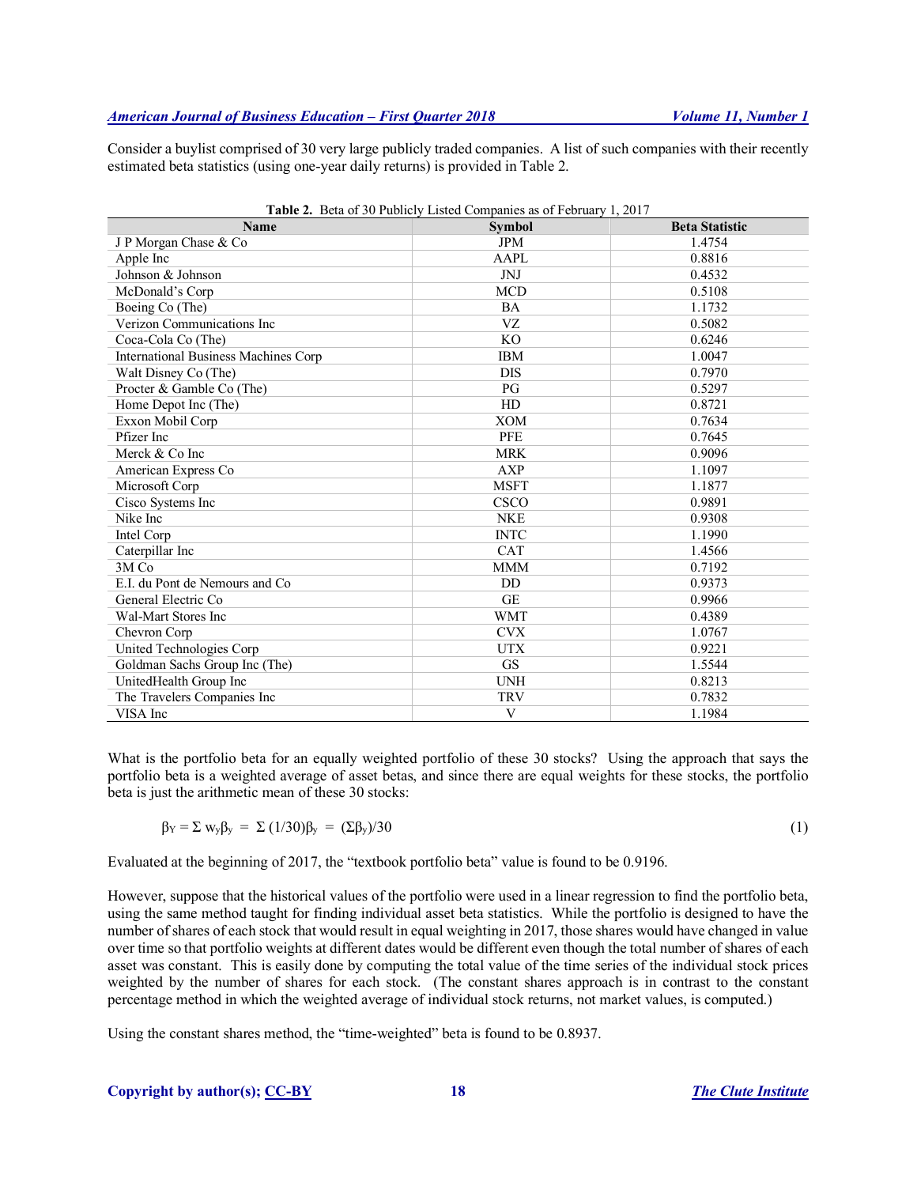Consider a buylist comprised of 30 very large publicly traded companies. A list of such companies with their recently estimated beta statistics (using one-year daily returns) is provided in Table 2.

**Table 2.** Beta of 30 Publicly Listed Companies as of February 1, 2017

| Name | Symbol | Beta Statistic |
|---|---|---|
| J P Morgan Chase & Co | JPM | 1.4754 |
| Apple Inc | AAPL | 0.8816 |
| Johnson & Johnson | JNJ | 0.4532 |
| McDonald's Corp | MCD | 0.5108 |
| Boeing Co (The) | BA | 1.1732 |
| Verizon Communications Inc | VZ | 0.5082 |
| Coca-Cola Co (The) | KO | 0.6246 |
| International Business Machines Corp | IBM | 1.0047 |
| Walt Disney Co (The) | DIS | 0.7970 |
| Procter & Gamble Co (The) | PG | 0.5297 |
| Home Depot Inc (The) | HD | 0.8721 |
| Exxon Mobil Corp | XOM | 0.7634 |
| Pfizer Inc | PFE | 0.7645 |
| Merck & Co Inc | MRK | 0.9096 |
| American Express Co | AXP | 1.1097 |
| Microsoft Corp | MSFT | 1.1877 |
| Cisco Systems Inc | CSCO | 0.9891 |
| Nike Inc | NKE | 0.9308 |
| Intel Corp | INTC | 1.1990 |
| Caterpillar Inc | CAT | 1.4566 |
| 3M Co | MMM | 0.7192 |
| E.I. du Pont de Nemours and Co | DD | 0.9373 |
| General Electric Co | GE | 0.9966 |
| Wal-Mart Stores Inc | WMT | 0.4389 |
| Chevron Corp | CVX | 1.0767 |
| United Technologies Corp | UTX | 0.9221 |
| Goldman Sachs Group Inc (The) | GS | 1.5544 |
| UnitedHealth Group Inc | UNH | 0.8213 |
| The Travelers Companies Inc | TRV | 0.7832 |
| VISA Inc | V | 1.1984 |

What is the portfolio beta for an equally weighted portfolio of these 30 stocks? Using the approach that says the portfolio beta is a weighted average of asset betas, and since there are equal weights for these stocks, the portfolio beta is just the arithmetic mean of these 30 stocks:

$$\beta_Y = \Sigma\, w_y \beta_y \;=\; \Sigma\,(1/30)\beta_y \;=\; (\Sigma\beta_y)/30 \tag{1}$$

Evaluated at the beginning of 2017, the "textbook portfolio beta" value is found to be 0.9196.

However, suppose that the historical values of the portfolio were used in a linear regression to find the portfolio beta, using the same method taught for finding individual asset beta statistics. While the portfolio is designed to have the number of shares of each stock that would result in equal weighting in 2017, those shares would have changed in value over time so that portfolio weights at different dates would be different even though the total number of shares of each asset was constant. This is easily done by computing the total value of the time series of the individual stock prices weighted by the number of shares for each stock. (The constant shares approach is in contrast to the constant percentage method in which the weighted average of individual stock returns, not market values, is computed.)

Using the constant shares method, the "time-weighted" beta is found to be 0.8937.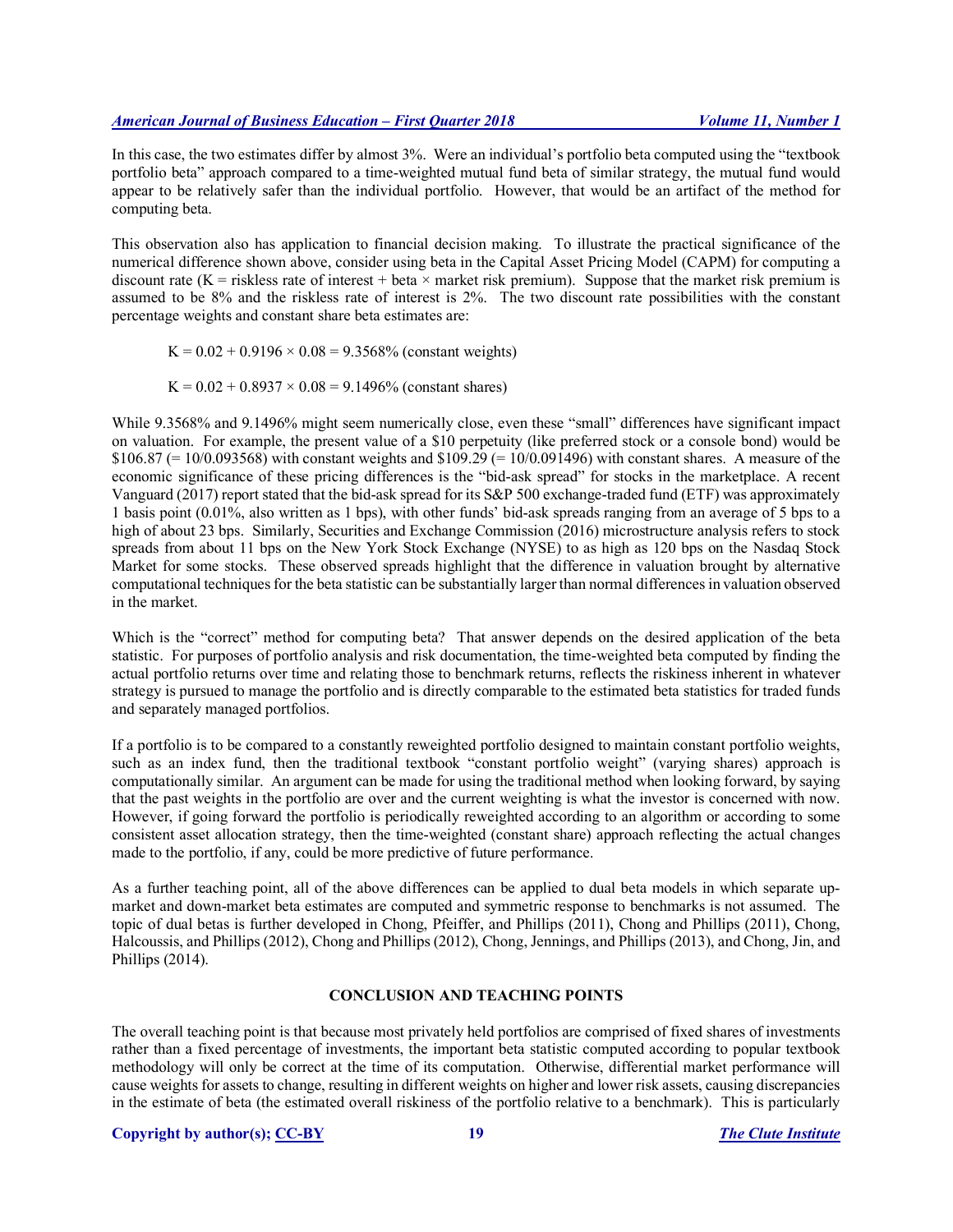In this case, the two estimates differ by almost 3%. Were an individual's portfolio beta computed using the "textbook portfolio beta" approach compared to a time-weighted mutual fund beta of similar strategy, the mutual fund would appear to be relatively safer than the individual portfolio. However, that would be an artifact of the method for computing beta.

This observation also has application to financial decision making. To illustrate the practical significance of the numerical difference shown above, consider using beta in the Capital Asset Pricing Model (CAPM) for computing a discount rate (K = riskless rate of interest + beta × market risk premium). Suppose that the market risk premium is assumed to be 8% and the riskless rate of interest is 2%. The two discount rate possibilities with the constant percentage weights and constant share beta estimates are:

$$K = 0.02 + 0.9196 \times 0.08 = 9.3568\% \text{ (constant weights)}$$

$$K = 0.02 + 0.8937 \times 0.08 = 9.1496\% \text{ (constant shares)}$$

While 9.3568% and 9.1496% might seem numerically close, even these "small" differences have significant impact on valuation. For example, the present value of a $10 perpetuity (like preferred stock or a console bond) would be $106.87 (= 10/0.093568) with constant weights and $109.29 (= 10/0.091496) with constant shares. A measure of the economic significance of these pricing differences is the "bid-ask spread" for stocks in the marketplace. A recent Vanguard (2017) report stated that the bid-ask spread for its S&P 500 exchange-traded fund (ETF) was approximately 1 basis point (0.01%, also written as 1 bps), with other funds' bid-ask spreads ranging from an average of 5 bps to a high of about 23 bps. Similarly, Securities and Exchange Commission (2016) microstructure analysis refers to stock spreads from about 11 bps on the New York Stock Exchange (NYSE) to as high as 120 bps on the Nasdaq Stock Market for some stocks. These observed spreads highlight that the difference in valuation brought by alternative computational techniques for the beta statistic can be substantially larger than normal differences in valuation observed in the market.

Which is the "correct" method for computing beta? That answer depends on the desired application of the beta statistic. For purposes of portfolio analysis and risk documentation, the time-weighted beta computed by finding the actual portfolio returns over time and relating those to benchmark returns, reflects the riskiness inherent in whatever strategy is pursued to manage the portfolio and is directly comparable to the estimated beta statistics for traded funds and separately managed portfolios.

If a portfolio is to be compared to a constantly reweighted portfolio designed to maintain constant portfolio weights, such as an index fund, then the traditional textbook "constant portfolio weight" (varying shares) approach is computationally similar. An argument can be made for using the traditional method when looking forward, by saying that the past weights in the portfolio are over and the current weighting is what the investor is concerned with now. However, if going forward the portfolio is periodically reweighted according to an algorithm or according to some consistent asset allocation strategy, then the time-weighted (constant share) approach reflecting the actual changes made to the portfolio, if any, could be more predictive of future performance.

As a further teaching point, all of the above differences can be applied to dual beta models in which separate up-market and down-market beta estimates are computed and symmetric response to benchmarks is not assumed. The topic of dual betas is further developed in Chong, Pfeiffer, and Phillips (2011), Chong and Phillips (2011), Chong, Halcoussis, and Phillips (2012), Chong and Phillips (2012), Chong, Jennings, and Phillips (2013), and Chong, Jin, and Phillips (2014).

## CONCLUSION AND TEACHING POINTS

The overall teaching point is that because most privately held portfolios are comprised of fixed shares of investments rather than a fixed percentage of investments, the important beta statistic computed according to popular textbook methodology will only be correct at the time of its computation. Otherwise, differential market performance will cause weights for assets to change, resulting in different weights on higher and lower risk assets, causing discrepancies in the estimate of beta (the estimated overall riskiness of the portfolio relative to a benchmark). This is particularly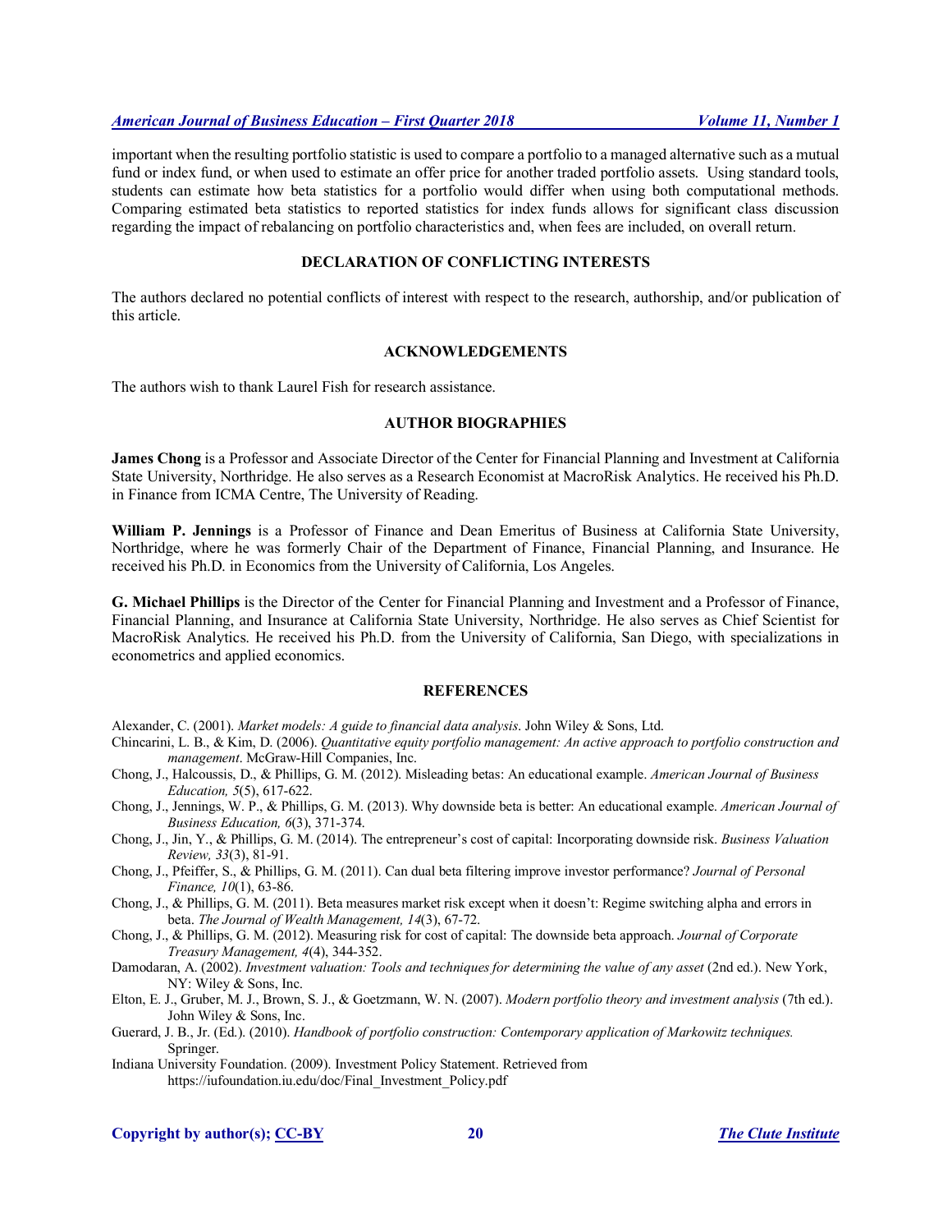important when the resulting portfolio statistic is used to compare a portfolio to a managed alternative such as a mutual fund or index fund, or when used to estimate an offer price for another traded portfolio assets. Using standard tools, students can estimate how beta statistics for a portfolio would differ when using both computational methods. Comparing estimated beta statistics to reported statistics for index funds allows for significant class discussion regarding the impact of rebalancing on portfolio characteristics and, when fees are included, on overall return.

## DECLARATION OF CONFLICTING INTERESTS

The authors declared no potential conflicts of interest with respect to the research, authorship, and/or publication of this article.

## ACKNOWLEDGEMENTS

The authors wish to thank Laurel Fish for research assistance.

## AUTHOR BIOGRAPHIES

**James Chong** is a Professor and Associate Director of the Center for Financial Planning and Investment at California State University, Northridge. He also serves as a Research Economist at MacroRisk Analytics. He received his Ph.D. in Finance from ICMA Centre, The University of Reading.

**William P. Jennings** is a Professor of Finance and Dean Emeritus of Business at California State University, Northridge, where he was formerly Chair of the Department of Finance, Financial Planning, and Insurance. He received his Ph.D. in Economics from the University of California, Los Angeles.

**G. Michael Phillips** is the Director of the Center for Financial Planning and Investment and a Professor of Finance, Financial Planning, and Insurance at California State University, Northridge. He also serves as Chief Scientist for MacroRisk Analytics. He received his Ph.D. from the University of California, San Diego, with specializations in econometrics and applied economics.

## REFERENCES

Alexander, C. (2001). *Market models: A guide to financial data analysis*. John Wiley & Sons, Ltd.

Chincarini, L. B., & Kim, D. (2006). *Quantitative equity portfolio management: An active approach to portfolio construction and management*. McGraw-Hill Companies, Inc.

Chong, J., Halcoussis, D., & Phillips, G. M. (2012). Misleading betas: An educational example. *American Journal of Business Education, 5*(5), 617-622.

Chong, J., Jennings, W. P., & Phillips, G. M. (2013). Why downside beta is better: An educational example. *American Journal of Business Education, 6*(3), 371-374.

Chong, J., Jin, Y., & Phillips, G. M. (2014). The entrepreneur's cost of capital: Incorporating downside risk. *Business Valuation Review, 33*(3), 81-91.

Chong, J., Pfeiffer, S., & Phillips, G. M. (2011). Can dual beta filtering improve investor performance? *Journal of Personal Finance, 10*(1), 63-86.

Chong, J., & Phillips, G. M. (2011). Beta measures market risk except when it doesn't: Regime switching alpha and errors in beta. *The Journal of Wealth Management, 14*(3), 67-72.

Chong, J., & Phillips, G. M. (2012). Measuring risk for cost of capital: The downside beta approach. *Journal of Corporate Treasury Management, 4*(4), 344-352.

Damodaran, A. (2002). *Investment valuation: Tools and techniques for determining the value of any asset* (2nd ed.). New York, NY: Wiley & Sons, Inc.

Elton, E. J., Gruber, M. J., Brown, S. J., & Goetzmann, W. N. (2007). *Modern portfolio theory and investment analysis* (7th ed.). John Wiley & Sons, Inc.

Guerard, J. B., Jr. (Ed.). (2010). *Handbook of portfolio construction: Contemporary application of Markowitz techniques.* Springer.

Indiana University Foundation. (2009). Investment Policy Statement. Retrieved from https://iufoundation.iu.edu/doc/Final_Investment_Policy.pdf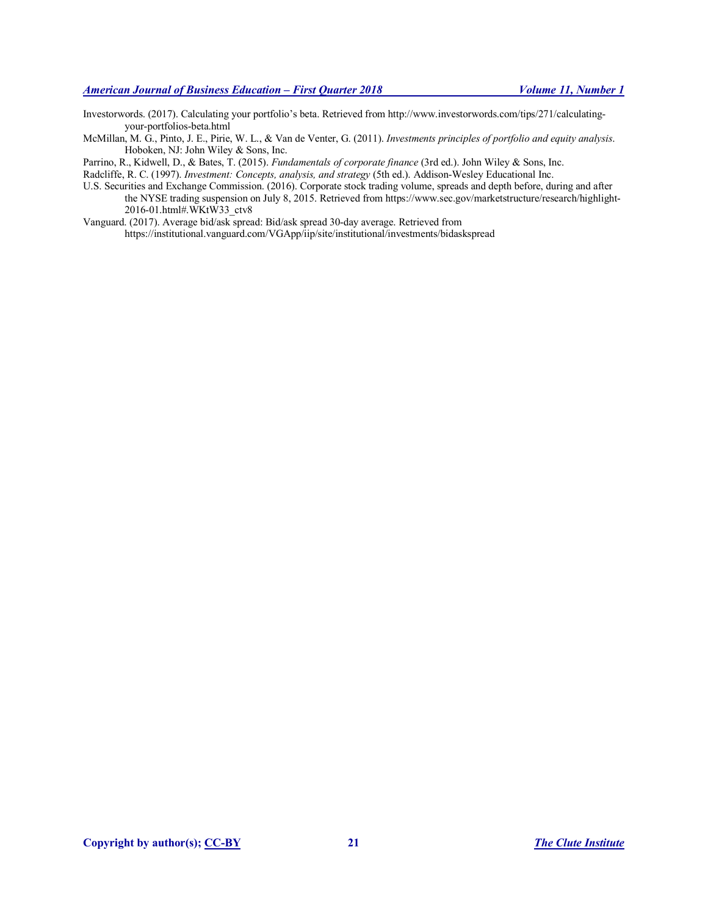Investorwords. (2017). Calculating your portfolio's beta. Retrieved from http://www.investorwords.com/tips/271/calculating-your-portfolios-beta.html

McMillan, M. G., Pinto, J. E., Pirie, W. L., & Van de Venter, G. (2011). *Investments principles of portfolio and equity analysis*. Hoboken, NJ: John Wiley & Sons, Inc.

Parrino, R., Kidwell, D., & Bates, T. (2015). *Fundamentals of corporate finance* (3rd ed.). John Wiley & Sons, Inc.

Radcliffe, R. C. (1997). *Investment: Concepts, analysis, and strategy* (5th ed.). Addison-Wesley Educational Inc.

U.S. Securities and Exchange Commission. (2016). Corporate stock trading volume, spreads and depth before, during and after the NYSE trading suspension on July 8, 2015. Retrieved from https://www.sec.gov/marketstructure/research/highlight-2016-01.html#.WKtW33_ctv8

Vanguard. (2017). Average bid/ask spread: Bid/ask spread 30-day average. Retrieved from https://institutional.vanguard.com/VGApp/iip/site/institutional/investments/bidaskspread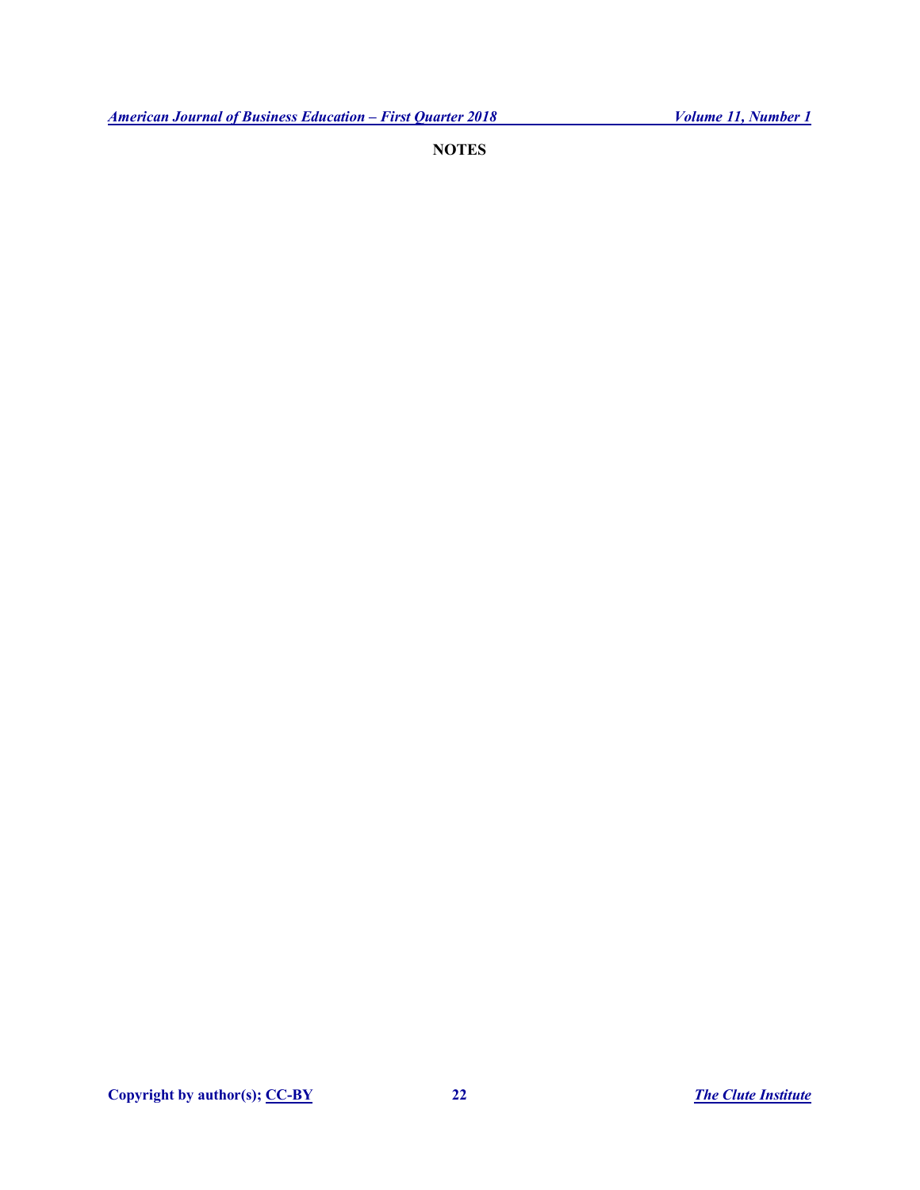**NOTES**